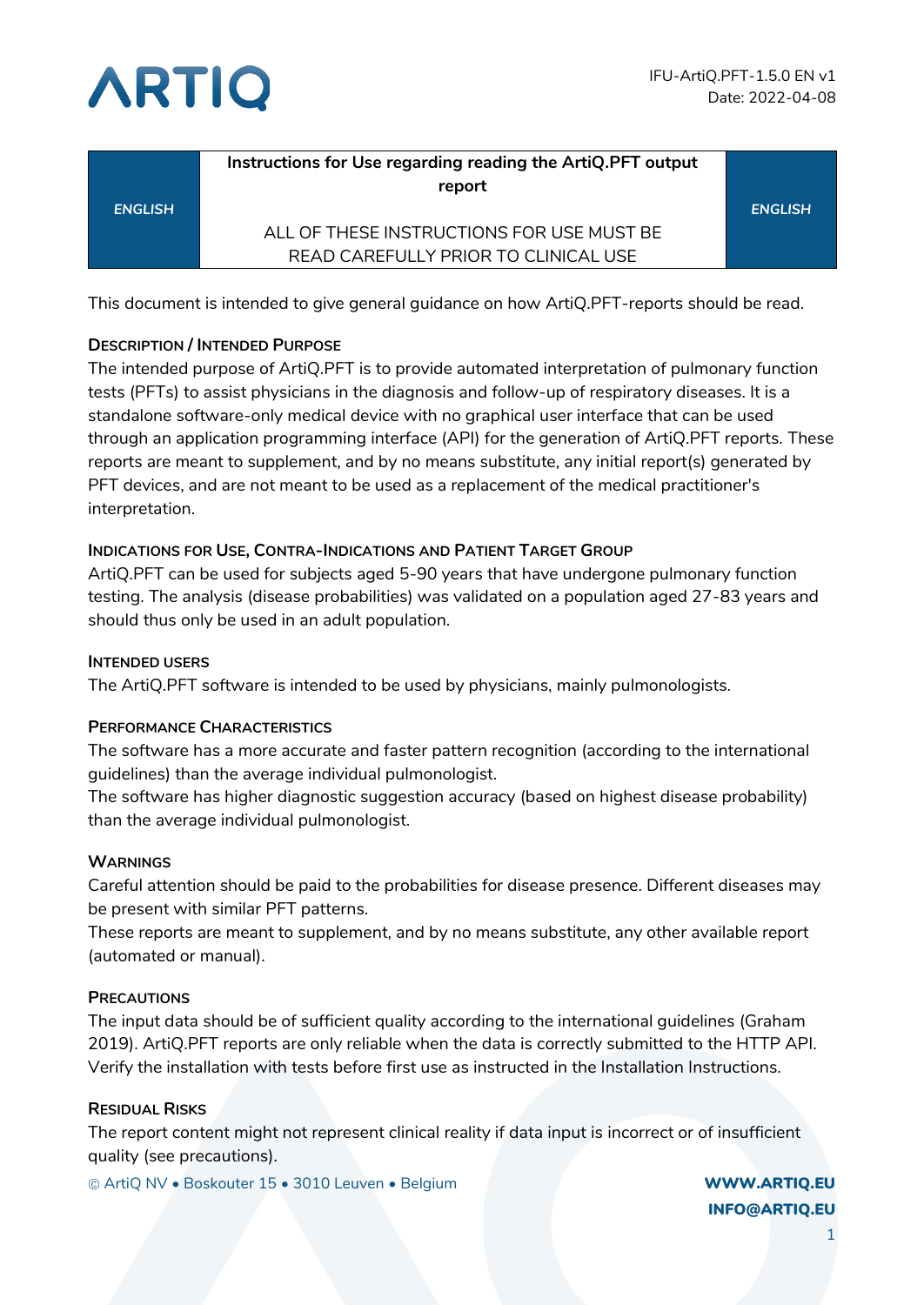IFU-ArtiQ.PFT-1.5.0 EN v1
Date: 2022-04-08

| *ENGLISH* | **Instructions for Use regarding reading the ArtiQ.PFT output report**<br><br>ALL OF THESE INSTRUCTIONS FOR USE MUST BE READ CAREFULLY PRIOR TO CLINICAL USE | *ENGLISH* |
|---|---|---|

This document is intended to give general guidance on how ArtiQ.PFT-reports should be read.

### Description / Intended Purpose

The intended purpose of ArtiQ.PFT is to provide automated interpretation of pulmonary function tests (PFTs) to assist physicians in the diagnosis and follow-up of respiratory diseases. It is a standalone software-only medical device with no graphical user interface that can be used through an application programming interface (API) for the generation of ArtiQ.PFT reports. These reports are meant to supplement, and by no means substitute, any initial report(s) generated by PFT devices, and are not meant to be used as a replacement of the medical practitioner's interpretation.

### Indications for Use, Contra-Indications and Patient Target Group

ArtiQ.PFT can be used for subjects aged 5-90 years that have undergone pulmonary function testing. The analysis (disease probabilities) was validated on a population aged 27-83 years and should thus only be used in an adult population.

### Intended users

The ArtiQ.PFT software is intended to be used by physicians, mainly pulmonologists.

### Performance Characteristics

The software has a more accurate and faster pattern recognition (according to the international guidelines) than the average individual pulmonologist.
The software has higher diagnostic suggestion accuracy (based on highest disease probability) than the average individual pulmonologist.

### Warnings

Careful attention should be paid to the probabilities for disease presence. Different diseases may be present with similar PFT patterns.
These reports are meant to supplement, and by no means substitute, any other available report (automated or manual).

### Precautions

The input data should be of sufficient quality according to the international guidelines (Graham 2019). ArtiQ.PFT reports are only reliable when the data is correctly submitted to the HTTP API. Verify the installation with tests before first use as instructed in the Installation Instructions.

### Residual Risks

The report content might not represent clinical reality if data input is incorrect or of insufficient quality (see precautions).

© ArtiQ NV • Boskouter 15 • 3010 Leuven • Belgium

**WWW.ARTIQ.EU**
**INFO@ARTIQ.EU**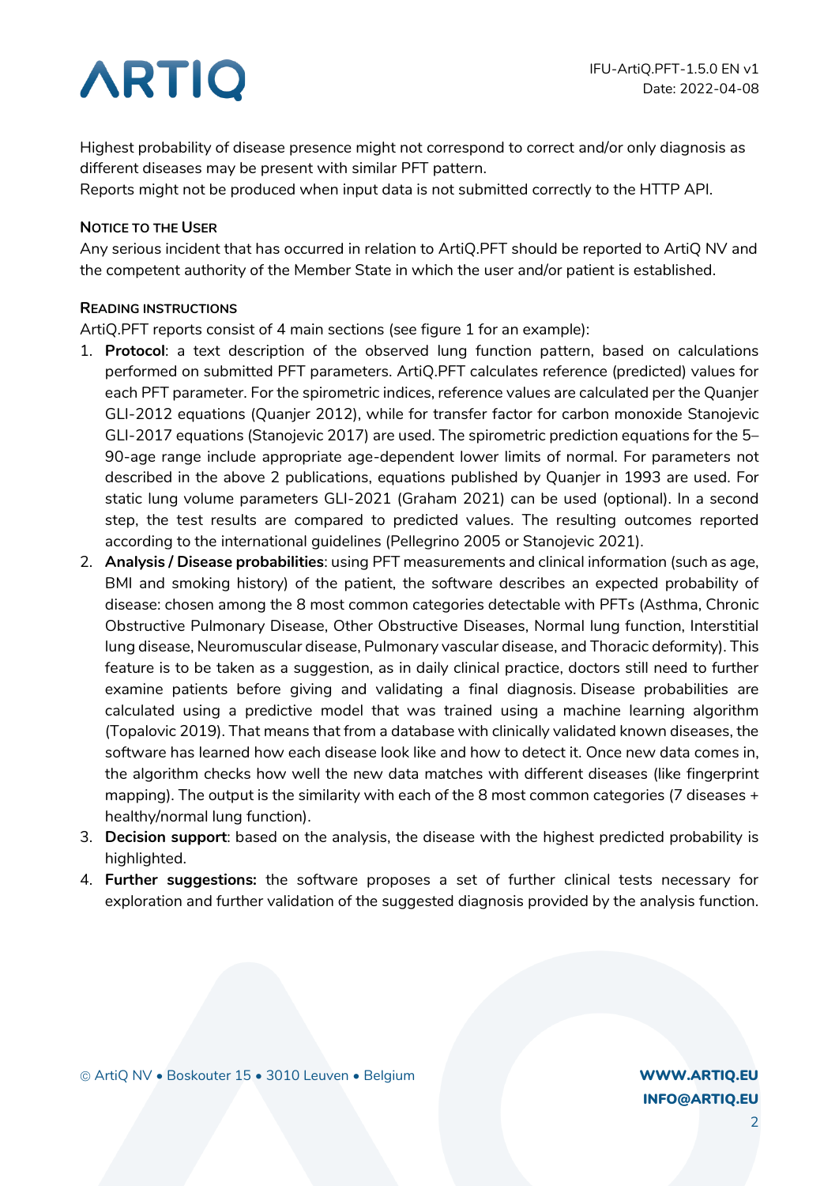Highest probability of disease presence might not correspond to correct and/or only diagnosis as different diseases may be present with similar PFT pattern.
Reports might not be produced when input data is not submitted correctly to the HTTP API.

#### NOTICE TO THE USER

Any serious incident that has occurred in relation to ArtiQ.PFT should be reported to ArtiQ NV and the competent authority of the Member State in which the user and/or patient is established.

#### READING INSTRUCTIONS

ArtiQ.PFT reports consist of 4 main sections (see figure 1 for an example):

1. **Protocol**: a text description of the observed lung function pattern, based on calculations performed on submitted PFT parameters. ArtiQ.PFT calculates reference (predicted) values for each PFT parameter. For the spirometric indices, reference values are calculated per the Quanjer GLI-2012 equations (Quanjer 2012), while for transfer factor for carbon monoxide Stanojevic GLI-2017 equations (Stanojevic 2017) are used. The spirometric prediction equations for the 5–90-age range include appropriate age-dependent lower limits of normal. For parameters not described in the above 2 publications, equations published by Quanjer in 1993 are used. For static lung volume parameters GLI-2021 (Graham 2021) can be used (optional). In a second step, the test results are compared to predicted values. The resulting outcomes reported according to the international guidelines (Pellegrino 2005 or Stanojevic 2021).
2. **Analysis / Disease probabilities**: using PFT measurements and clinical information (such as age, BMI and smoking history) of the patient, the software describes an expected probability of disease: chosen among the 8 most common categories detectable with PFTs (Asthma, Chronic Obstructive Pulmonary Disease, Other Obstructive Diseases, Normal lung function, Interstitial lung disease, Neuromuscular disease, Pulmonary vascular disease, and Thoracic deformity). This feature is to be taken as a suggestion, as in daily clinical practice, doctors still need to further examine patients before giving and validating a final diagnosis. Disease probabilities are calculated using a predictive model that was trained using a machine learning algorithm (Topalovic 2019). That means that from a database with clinically validated known diseases, the software has learned how each disease look like and how to detect it. Once new data comes in, the algorithm checks how well the new data matches with different diseases (like fingerprint mapping). The output is the similarity with each of the 8 most common categories (7 diseases + healthy/normal lung function).
3. **Decision support**: based on the analysis, the disease with the highest predicted probability is highlighted.
4. **Further suggestions:** the software proposes a set of further clinical tests necessary for exploration and further validation of the suggested diagnosis provided by the analysis function.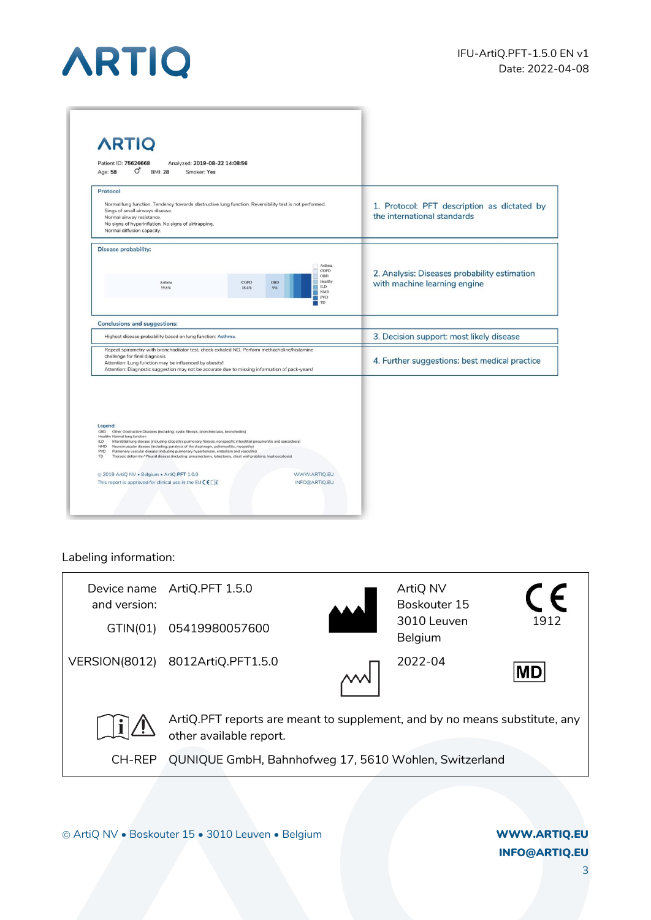ARTIQ

Patient ID: 75626668 Analyzed: 2019-08-22 14:08:56
Age: 58 ♂ BMI: 28 Smoker: Yes

**Protocol**

Normal lung function. Tendency towards obstructive lung function. Reversibility test is not performed.
Sings of small airways disease.
Normal airway resistance.
No signs of hyperinflation. No signs of airtrapping.
Normal diffusion capacity.

1. Protocol: PFT description as dictated by the international standards

**Disease probability:**

Asthma 59.8%
COPD 18.4%
OBD 9%
Asthma
COPD
OBD
Healthy
ILD
NMD
PVD
TD

2. Analysis: Diseases probability estimation with machine learning engine

**Conclusions and suggestions:**

Highest disease probability based on lung function: Asthma.

3. Decision support: most likely disease

Repeat spirometry with bronchodilator test, check exhaled NO. Perform methacholine/histamine challenge for final diagnosis.
Attention: Lung function may be influenced by obesity!
Attention: Diagnostic suggestion may not be accurate due to missing information of pack-years!

4. Further suggestions: best medical practice

Legend:
OBD Other Obstructive Diseases (including: cystic fibrosis, bronchiectasis, bronchiolitis)
Healthy Normal lung function
ILD Interstitial lung disease (including idiopathic pulmonary fibrosis, nonspecific interstitial pneumonitis and sarcoidosis)
NMD Neuromuscular disease (including paralysis of the diaphragm, poliomyelitis, myopathy)
PVD Pulmonary vascular disease (including pulmonary hypertension, embolism and vasculitis)
TD Thoracic deformity / Pleural disease (including pneumectomy, lobectomy, chest wall problems, kyphoscoliosis)

© 2019 ArtiQ NV • Belgium • ArtiQ.PFT 1.0.0
This report is approved for clinical use in the EU CE
WWW.ARTIQ.EU
INFO@ARTIQ.EU

Labeling information:

| | | | | |
|---|---|---|---|---|
| Device name and version: | ArtiQ.PFT 1.5.0 | | ArtiQ NV<br>Boskouter 15<br>3010 Leuven<br>Belgium | CE<br>1912 |
| GTIN(01) | 05419980057600 | | | |
| VERSION(8012) | 8012ArtiQ.PFT1.5.0 | | 2022-04 | MD |
| | ArtiQ.PFT reports are meant to supplement, and by no means substitute, any other available report. | | | |
| CH-REP | QUNIQUE GmbH, Bahnhofweg 17, 5610 Wohlen, Switzerland | | | |